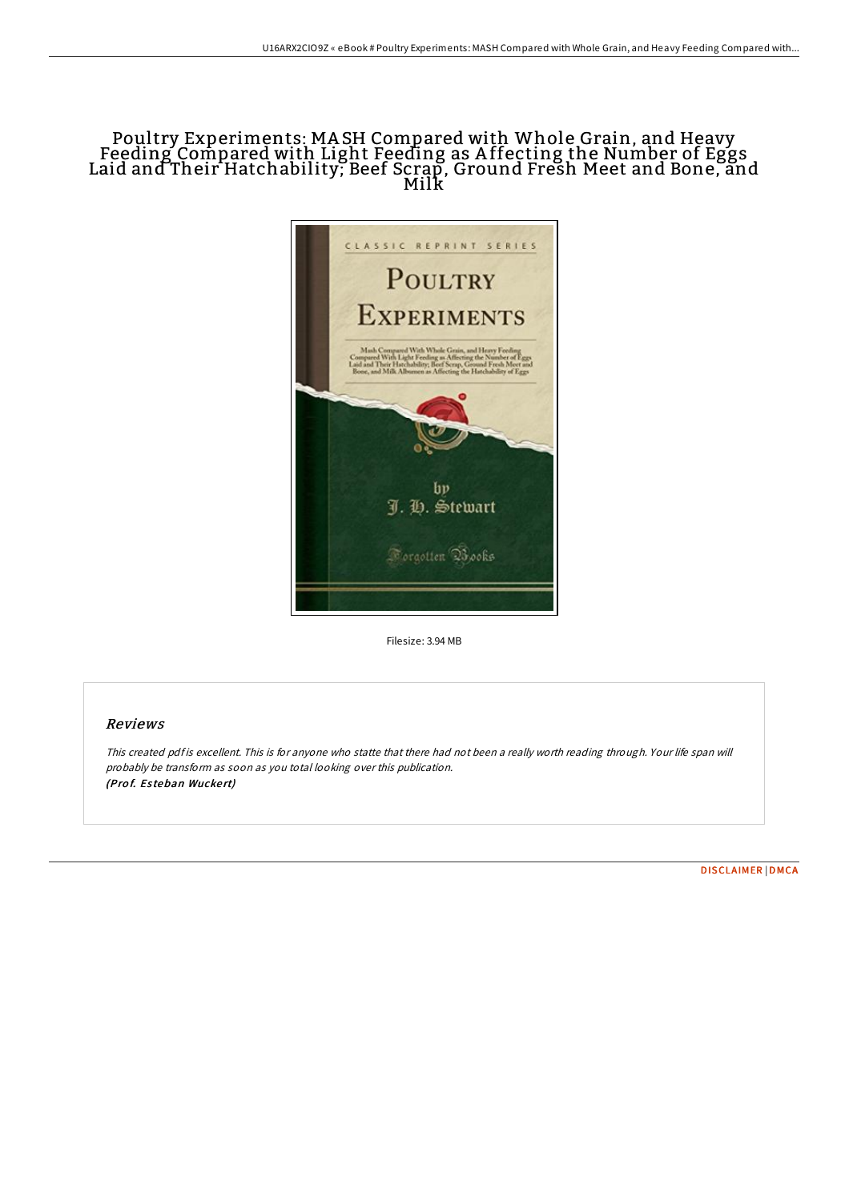# Poultry Experiments: MASH Compared with Whole Grain, and Heavy Feeding Compared with Light Feeding as Affecting the Number of Eggs Laid and Their Hatchability; Beef Scrap, Ground Fresh Meet and Bone, and Milk

Filesize: 3.94 MB

## Reviews

*This created pdf is excellent. This is for anyone who statte that there had not been a really worth reading through. Your life span will probably be transform as soon as you total looking over this publication.*
***(Prof. Esteban Wuckert)***

DISCLAIMER | DMCA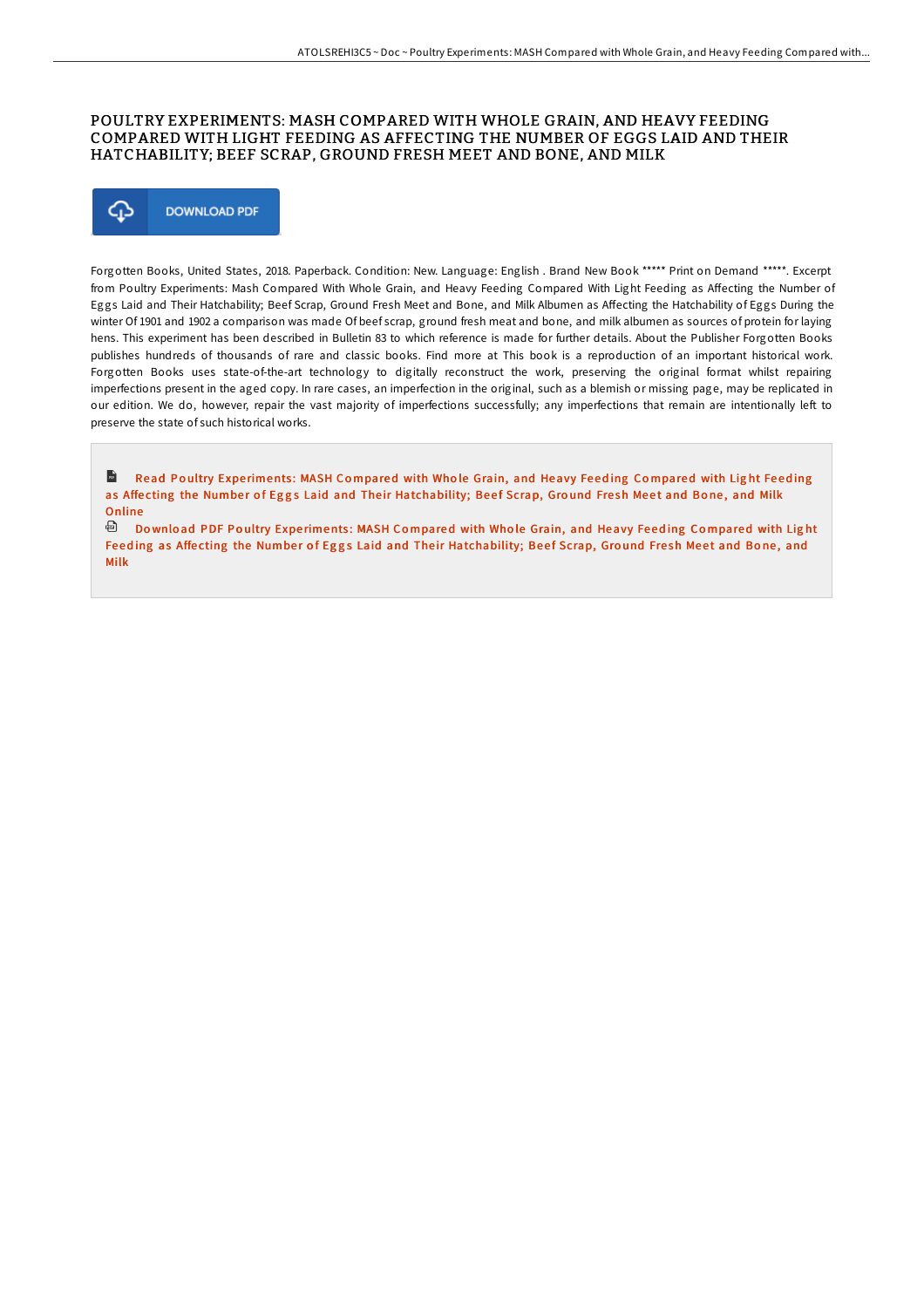# POULTRY EXPERIMENTS: MASH COMPARED WITH WHOLE GRAIN, AND HEAVY FEEDING COMPARED WITH LIGHT FEEDING AS AFFECTING THE NUMBER OF EGGS LAID AND THEIR HATCHABILITY; BEEF SCRAP, GROUND FRESH MEET AND BONE, AND MILK

DOWNLOAD PDF

Forgotten Books, United States, 2018. Paperback. Condition: New. Language: English . Brand New Book ***** Print on Demand *****. Excerpt from Poultry Experiments: Mash Compared With Whole Grain, and Heavy Feeding Compared With Light Feeding as Affecting the Number of Eggs Laid and Their Hatchability; Beef Scrap, Ground Fresh Meet and Bone, and Milk Albumen as Affecting the Hatchability of Eggs During the winter Of 1901 and 1902 a comparison was made Of beef scrap, ground fresh meat and bone, and milk albumen as sources of protein for laying hens. This experiment has been described in Bulletin 83 to which reference is made for further details. About the Publisher Forgotten Books publishes hundreds of thousands of rare and classic books. Find more at This book is a reproduction of an important historical work. Forgotten Books uses state-of-the-art technology to digitally reconstruct the work, preserving the original format whilst repairing imperfections present in the aged copy. In rare cases, an imperfection in the original, such as a blemish or missing page, may be replicated in our edition. We do, however, repair the vast majority of imperfections successfully; any imperfections that remain are intentionally left to preserve the state of such historical works.

Read Poultry Experiments: MASH Compared with Whole Grain, and Heavy Feeding Compared with Light Feeding as Affecting the Number of Eggs Laid and Their Hatchability; Beef Scrap, Ground Fresh Meet and Bone, and Milk Online

Download PDF Poultry Experiments: MASH Compared with Whole Grain, and Heavy Feeding Compared with Light Feeding as Affecting the Number of Eggs Laid and Their Hatchability; Beef Scrap, Ground Fresh Meet and Bone, and Milk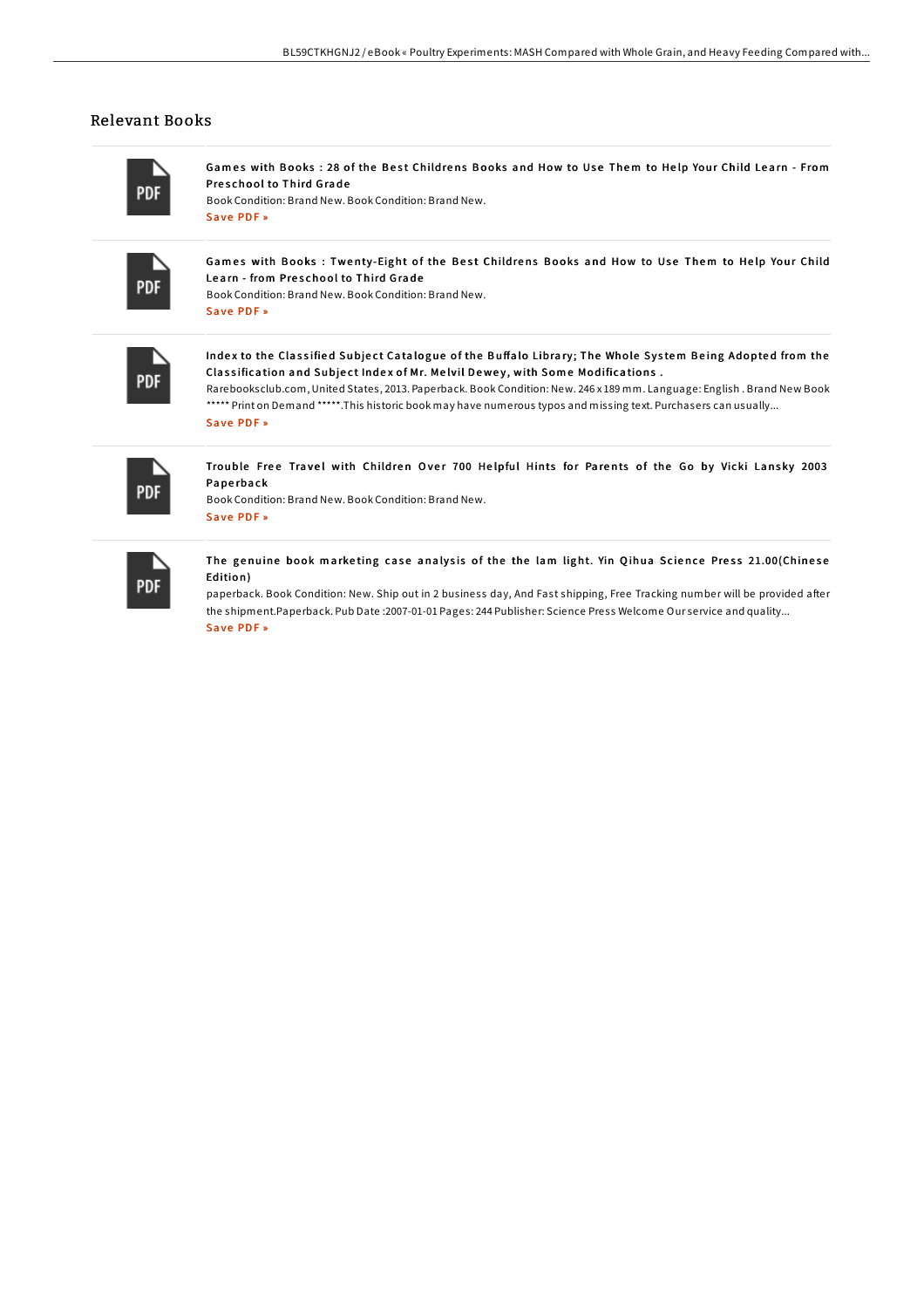## Relevant Books

**Games with Books : 28 of the Best Childrens Books and How to Use Them to Help Your Child Learn - From Preschool to Third Grade**

Book Condition: Brand New. Book Condition: Brand New.

Save PDF »

**Games with Books : Twenty-Eight of the Best Childrens Books and How to Use Them to Help Your Child Learn - from Preschool to Third Grade**

Book Condition: Brand New. Book Condition: Brand New.

Save PDF »

**Index to the Classified Subject Catalogue of the Buffalo Library; The Whole System Being Adopted from the Classification and Subject Index of Mr. Melvil Dewey, with Some Modifications .**

Rarebooksclub.com, United States, 2013. Paperback. Book Condition: New. 246 x 189 mm. Language: English . Brand New Book ***** Print on Demand *****.This historic book may have numerous typos and missing text. Purchasers can usually...

Save PDF »

**Trouble Free Travel with Children Over 700 Helpful Hints for Parents of the Go by Vicki Lansky 2003 Paperback**

Book Condition: Brand New. Book Condition: Brand New.

Save PDF »

**The genuine book marketing case analysis of the the lam light. Yin Qihua Science Press 21.00(Chinese Edition)**

paperback. Book Condition: New. Ship out in 2 business day, And Fast shipping, Free Tracking number will be provided after the shipment.Paperback. Pub Date :2007-01-01 Pages: 244 Publisher: Science Press Welcome Our service and quality...

Save PDF »